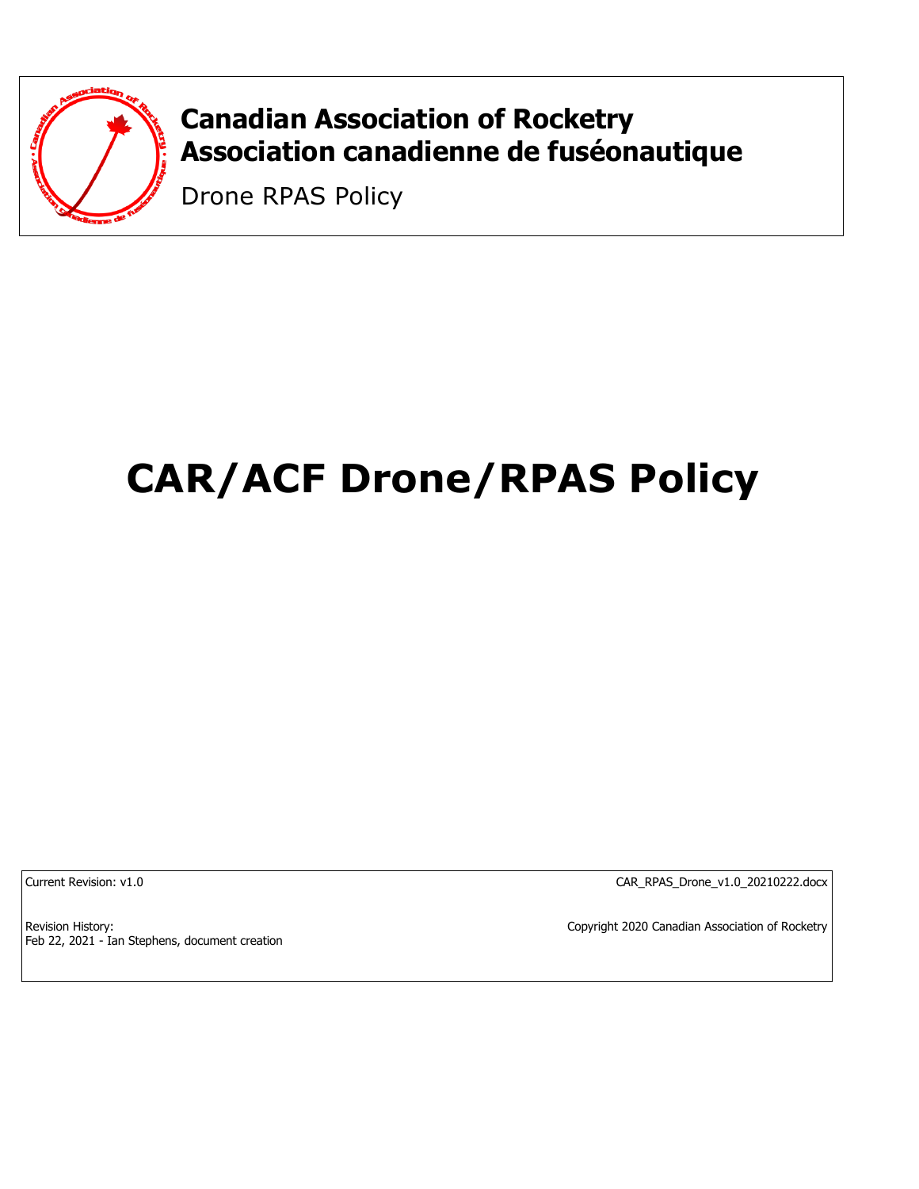**Canadian Association of Rocketry**
**Association canadienne de fuséonautique**

Drone RPAS Policy

# CAR/ACF Drone/RPAS Policy

Current Revision: v1.0

CAR_RPAS_Drone_v1.0_20210222.docx

Revision History:
Feb 22, 2021 - Ian Stephens, document creation

Copyright 2020 Canadian Association of Rocketry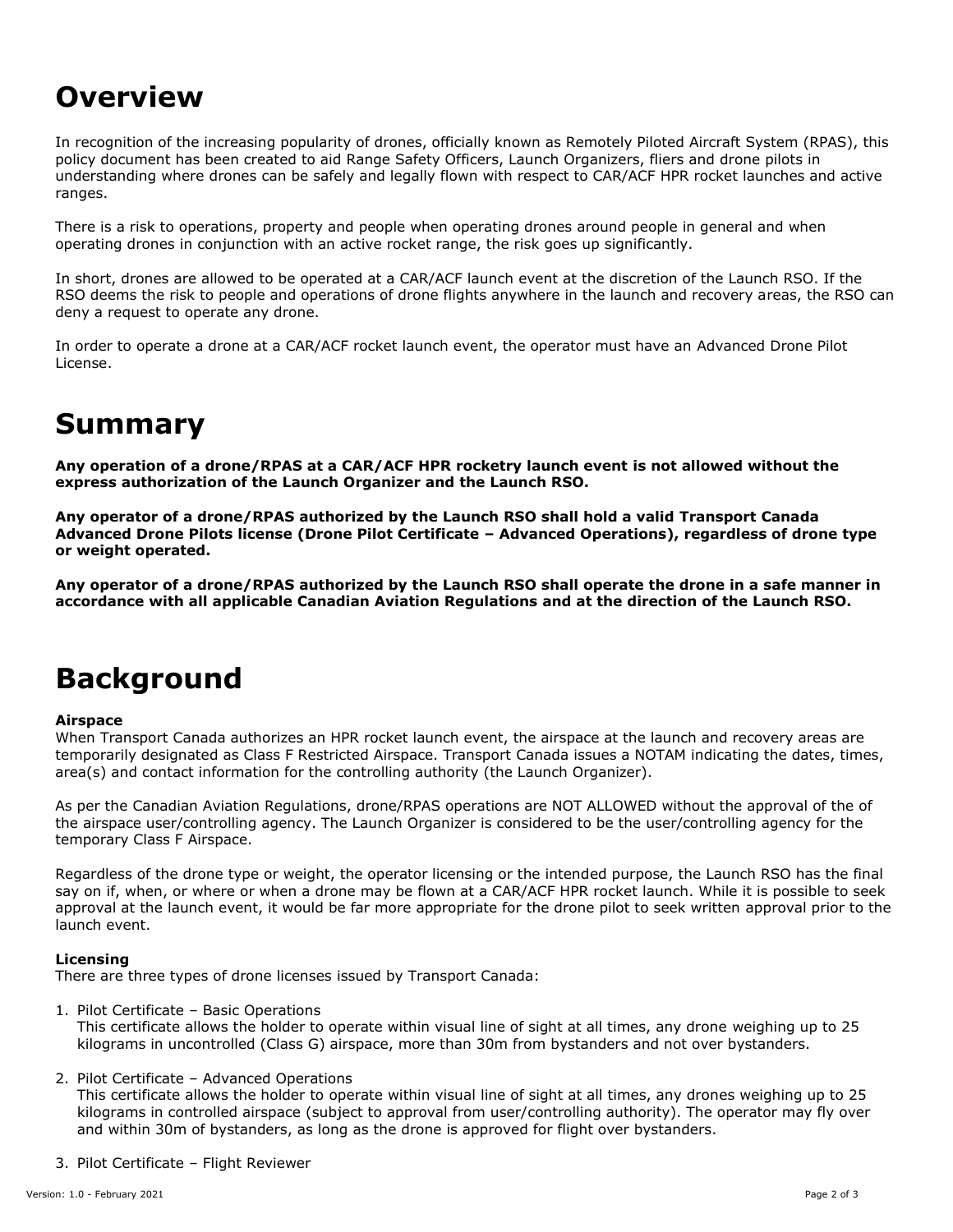# Overview

In recognition of the increasing popularity of drones, officially known as Remotely Piloted Aircraft System (RPAS), this policy document has been created to aid Range Safety Officers, Launch Organizers, fliers and drone pilots in understanding where drones can be safely and legally flown with respect to CAR/ACF HPR rocket launches and active ranges.

There is a risk to operations, property and people when operating drones around people in general and when operating drones in conjunction with an active rocket range, the risk goes up significantly.

In short, drones are allowed to be operated at a CAR/ACF launch event at the discretion of the Launch RSO. If the RSO deems the risk to people and operations of drone flights anywhere in the launch and recovery areas, the RSO can deny a request to operate any drone.

In order to operate a drone at a CAR/ACF rocket launch event, the operator must have an Advanced Drone Pilot License.

# Summary

**Any operation of a drone/RPAS at a CAR/ACF HPR rocketry launch event is not allowed without the express authorization of the Launch Organizer and the Launch RSO.**

**Any operator of a drone/RPAS authorized by the Launch RSO shall hold a valid Transport Canada Advanced Drone Pilots license (Drone Pilot Certificate – Advanced Operations), regardless of drone type or weight operated.**

**Any operator of a drone/RPAS authorized by the Launch RSO shall operate the drone in a safe manner in accordance with all applicable Canadian Aviation Regulations and at the direction of the Launch RSO.**

# Background

**Airspace**

When Transport Canada authorizes an HPR rocket launch event, the airspace at the launch and recovery areas are temporarily designated as Class F Restricted Airspace. Transport Canada issues a NOTAM indicating the dates, times, area(s) and contact information for the controlling authority (the Launch Organizer).

As per the Canadian Aviation Regulations, drone/RPAS operations are NOT ALLOWED without the approval of the of the airspace user/controlling agency. The Launch Organizer is considered to be the user/controlling agency for the temporary Class F Airspace.

Regardless of the drone type or weight, the operator licensing or the intended purpose, the Launch RSO has the final say on if, when, or where or when a drone may be flown at a CAR/ACF HPR rocket launch. While it is possible to seek approval at the launch event, it would be far more appropriate for the drone pilot to seek written approval prior to the launch event.

**Licensing**

There are three types of drone licenses issued by Transport Canada:

1. Pilot Certificate – Basic Operations
   This certificate allows the holder to operate within visual line of sight at all times, any drone weighing up to 25 kilograms in uncontrolled (Class G) airspace, more than 30m from bystanders and not over bystanders.

2. Pilot Certificate – Advanced Operations
   This certificate allows the holder to operate within visual line of sight at all times, any drones weighing up to 25 kilograms in controlled airspace (subject to approval from user/controlling authority). The operator may fly over and within 30m of bystanders, as long as the drone is approved for flight over bystanders.

3. Pilot Certificate – Flight Reviewer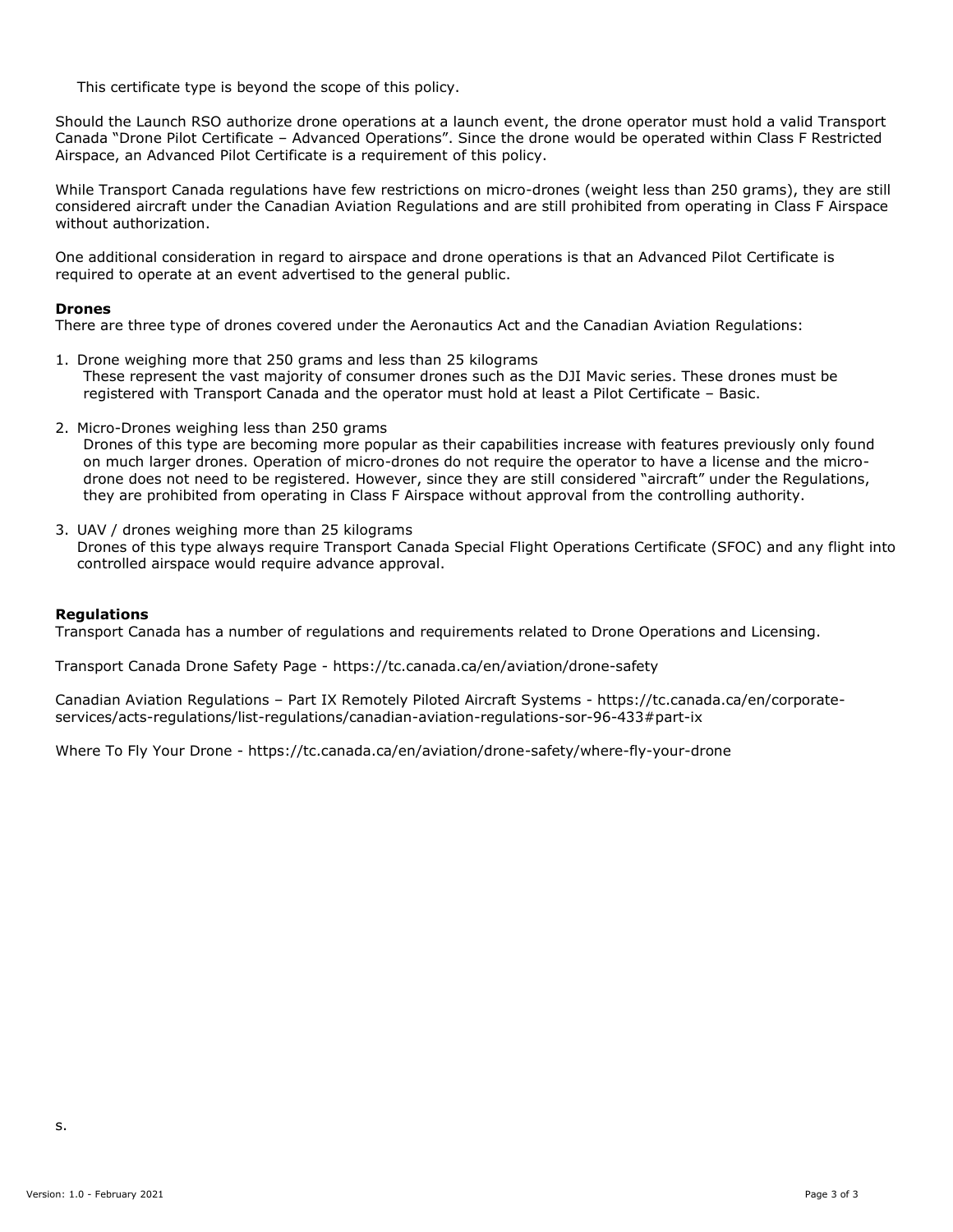This certificate type is beyond the scope of this policy.

Should the Launch RSO authorize drone operations at a launch event, the drone operator must hold a valid Transport Canada "Drone Pilot Certificate – Advanced Operations". Since the drone would be operated within Class F Restricted Airspace, an Advanced Pilot Certificate is a requirement of this policy.

While Transport Canada regulations have few restrictions on micro-drones (weight less than 250 grams), they are still considered aircraft under the Canadian Aviation Regulations and are still prohibited from operating in Class F Airspace without authorization.

One additional consideration in regard to airspace and drone operations is that an Advanced Pilot Certificate is required to operate at an event advertised to the general public.

**Drones**

There are three type of drones covered under the Aeronautics Act and the Canadian Aviation Regulations:

1. Drone weighing more that 250 grams and less than 25 kilograms
   These represent the vast majority of consumer drones such as the DJI Mavic series. These drones must be registered with Transport Canada and the operator must hold at least a Pilot Certificate – Basic.

2. Micro-Drones weighing less than 250 grams
   Drones of this type are becoming more popular as their capabilities increase with features previously only found on much larger drones. Operation of micro-drones do not require the operator to have a license and the micro-drone does not need to be registered. However, since they are still considered "aircraft" under the Regulations, they are prohibited from operating in Class F Airspace without approval from the controlling authority.

3. UAV / drones weighing more than 25 kilograms
   Drones of this type always require Transport Canada Special Flight Operations Certificate (SFOC) and any flight into controlled airspace would require advance approval.

**Regulations**

Transport Canada has a number of regulations and requirements related to Drone Operations and Licensing.

Transport Canada Drone Safety Page - https://tc.canada.ca/en/aviation/drone-safety

Canadian Aviation Regulations – Part IX Remotely Piloted Aircraft Systems - https://tc.canada.ca/en/corporate-services/acts-regulations/list-regulations/canadian-aviation-regulations-sor-96-433#part-ix

Where To Fly Your Drone - https://tc.canada.ca/en/aviation/drone-safety/where-fly-your-drone

s.